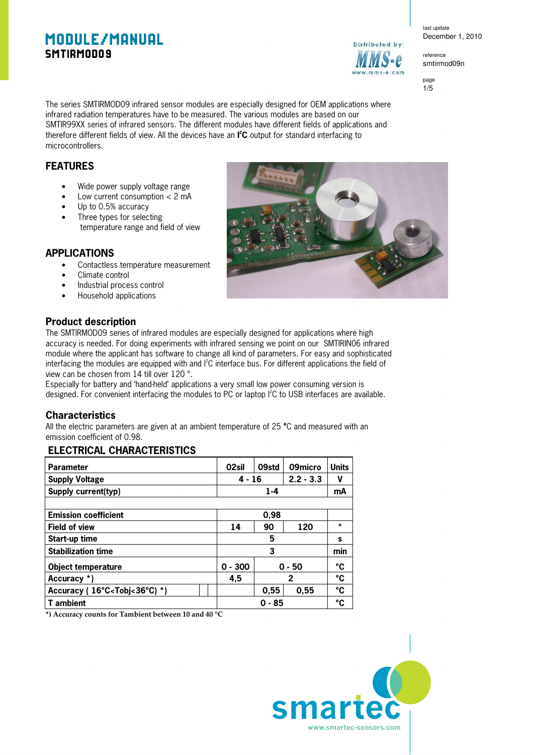# MODULE/MANUAL

## SMTIRMOD09

The series SMTIRMOD09 infrared sensor modules are especially designed for OEM applications where infrared radiation temperatures have to be measured. The various modules are based on our SMTIR99XX series of infrared sensors. The different modules have different fields of applications and therefore different fields of view. All the devices have an **I²C** output for standard interfacing to microcontrollers.

## FEATURES

- Wide power supply voltage range
- Low current consumption < 2 mA
- Up to 0.5% accuracy
- Three types for selecting temperature range and field of view

## APPLICATIONS

- Contactless temperature measurement
- Climate control
- Industrial process control
- Household applications

## Product description

The SMTIRMOD09 series of infrared modules are especially designed for applications where high accuracy is needed. For doing experiments with infrared sensing we point on our SMTIRIN06 infrared module where the applicant has software to change all kind of parameters. For easy and sophisticated interfacing the modules are equipped with and I²C interface bus. For different applications the field of view can be chosen from 14 till over 120 °.

Especially for battery and 'hand-held' applications a very small low power consuming version is designed. For convenient interfacing the modules to PC or laptop I²C to USB interfaces are available.

## Characteristics

All the electric parameters are given at an ambient temperature of 25 °C and measured with an emission coefficient of 0.98.

### ELECTRICAL CHARACTERISTICS

| Parameter | 02sil | 09std | 09micro | Units |
|---|---|---|---|---|
| Supply Voltage | 4 - 16 | | 2.2 - 3.3 | V |
| Supply current(typ) | | 1-4 | | mA |
| | | | | |
| Emission coefficient | | 0,98 | | |
| Field of view | 14 | 90 | 120 | ° |
| Start-up time | | 5 | | s |
| Stabilization time | | 3 | | min |
| Object temperature | 0 - 300 | 0 - 50 | | °C |
| Accuracy *) | 4,5 | 2 | | °C |
| Accuracy ( 16°C<Tobj<36°C) *) | | 0,55 | 0,55 | °C |
| T ambient | | 0 - 85 | | °C |

*) Accuracy counts for Tambient between 10 and 40 °C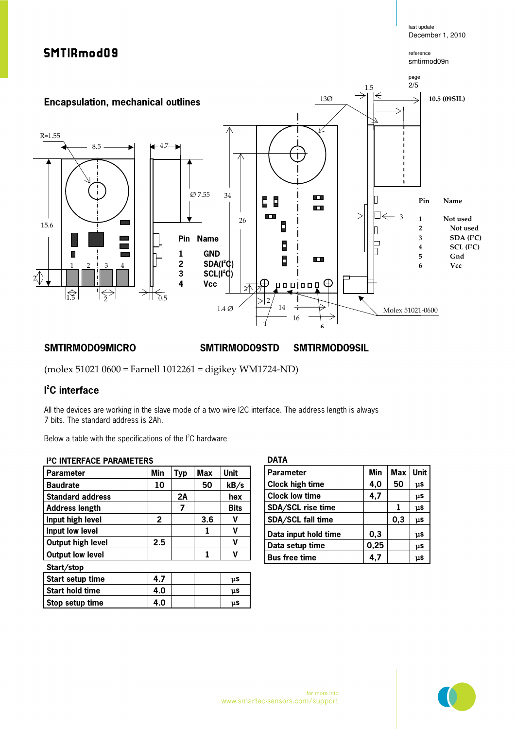# SMTIRmod09

## Encapsulation, mechanical outlines

R=1.55 8.5 4.7 Ø 7.55 34 26 15.6 2 1.5 2 0.5 1.4 Ø 2 2 14 16 1 6 13Ø 1.5 10.5 (09SIL) 3 Molex 51021-0600

| Pin | Name |
|---|---|
| 1 | GND |
| 2 | SDA(I²C) |
| 3 | SCL(I²C) |
| 4 | Vcc |

| Pin | Name |
|---|---|
| 1 | Not used |
| 2 | Not used |
| 3 | SDA (I²C) |
| 4 | SCL (I²C) |
| 5 | Gnd |
| 6 | Vcc |

**SMTIRMOD09MICRO** **SMTIRMOD09STD** **SMTIRMOD09SIL**

(molex 51021 0600 = Farnell 1012261 = digikey WM1724-ND)

## I²C interface

All the devices are working in the slave mode of a two wire I2C interface. The address length is always 7 bits. The standard address is 2Ah.

Below a table with the specifications of the I²C hardware

### I²C INTERFACE PARAMETERS

| Parameter | Min | Typ | Max | Unit |
|---|---|---|---|---|
| Baudrate | 10 | | 50 | kB/s |
| Standard address | | 2A | | hex |
| Address length | | 7 | | Bits |
| Input high level | 2 | | 3.6 | V |
| Input low level | | | 1 | V |
| Output high level | 2.5 | | | V |
| Output low level | | | 1 | V |
| **Start/stop** | | | | |
| Start setup time | 4.7 | | | µs |
| Start hold time | 4.0 | | | µs |
| Stop setup time | 4.0 | | | µs |

### DATA

| Parameter | Min | Max | Unit |
|---|---|---|---|
| Clock high time | 4,0 | 50 | µs |
| Clock low time | 4,7 | | µs |
| SDA/SCL rise time | | 1 | µs |
| SDA/SCL fall time | | 0,3 | µs |
| Data input hold time | 0,3 | | µs |
| Data setup time | 0,25 | | µs |
| Bus free time | 4,7 | | µs |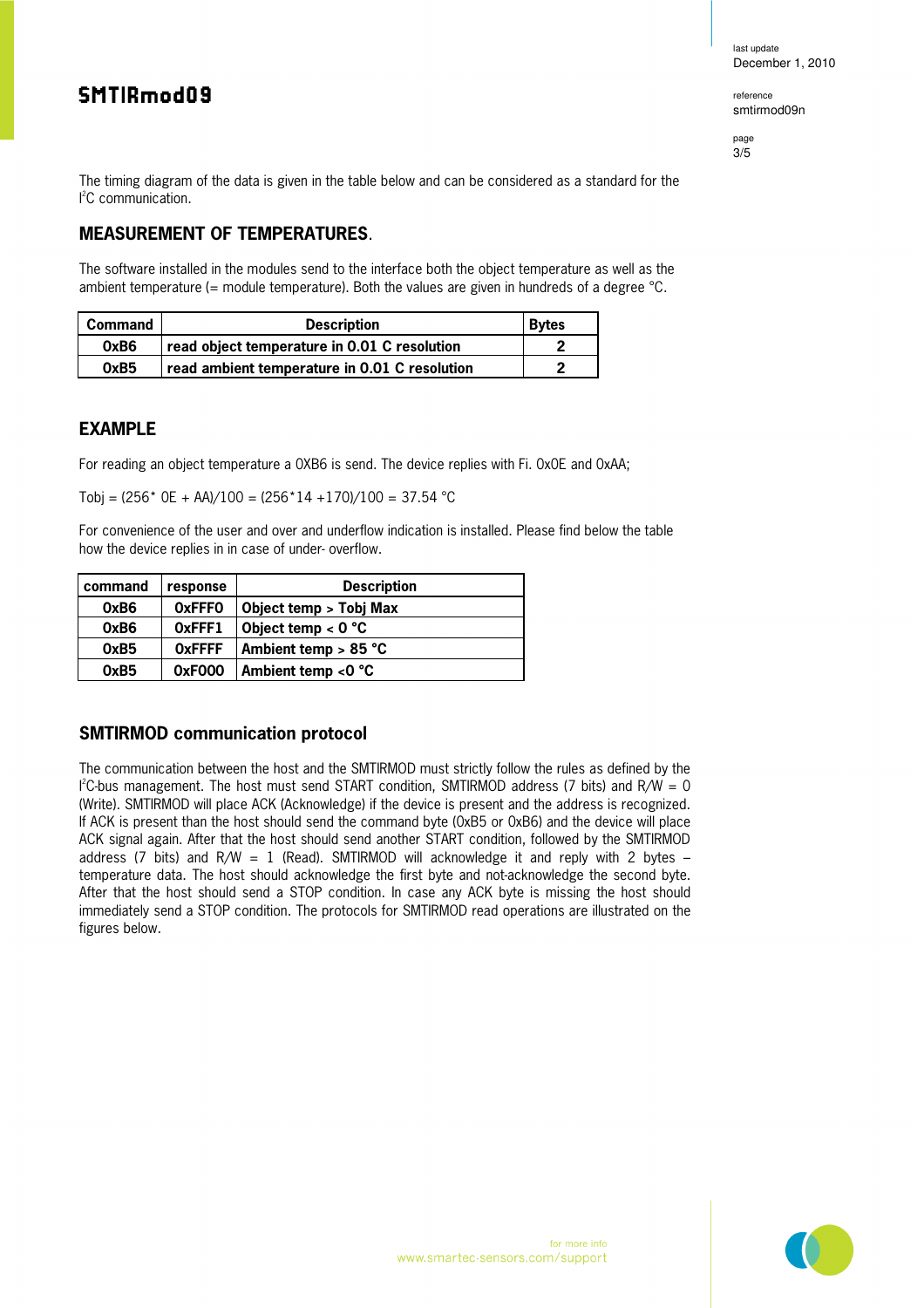The timing diagram of the data is given in the table below and can be considered as a standard for the I²C communication.

## MEASUREMENT OF TEMPERATURES.

The software installed in the modules send to the interface both the object temperature as well as the ambient temperature (= module temperature). Both the values are given in hundreds of a degree °C.

| Command | Description | Bytes |
|---|---|---|
| **0xB6** | **read object temperature in 0.01 C resolution** | **2** |
| **0xB5** | **read ambient temperature in 0.01 C resolution** | **2** |

## EXAMPLE

For reading an object temperature a 0XB6 is send. The device replies with Fi. 0x0E and 0xAA;

Tobj = (256* 0E + AA)/100 = (256*14 +170)/100 = 37.54 °C

For convenience of the user and over and underflow indication is installed. Please find below the table how the device replies in in case of under- overflow.

| command | response | Description |
|---|---|---|
| **0xB6** | **0xFFF0** | **Object temp > Tobj Max** |
| **0xB6** | **0xFFF1** | **Object temp < 0 °C** |
| **0xB5** | **0xFFFF** | **Ambient temp > 85 °C** |
| **0xB5** | **0xF000** | **Ambient temp <0 °C** |

## SMTIRMOD communication protocol

The communication between the host and the SMTIRMOD must strictly follow the rules as defined by the I²C-bus management. The host must send START condition, SMTIRMOD address (7 bits) and R/W = 0 (Write). SMTIRMOD will place ACK (Acknowledge) if the device is present and the address is recognized. If ACK is present than the host should send the command byte (0xB5 or 0xB6) and the device will place ACK signal again. After that the host should send another START condition, followed by the SMTIRMOD address (7 bits) and R/W = 1 (Read). SMTIRMOD will acknowledge it and reply with 2 bytes – temperature data. The host should acknowledge the first byte and not-acknowledge the second byte. After that the host should send a STOP condition. In case any ACK byte is missing the host should immediately send a STOP condition. The protocols for SMTIRMOD read operations are illustrated on the figures below.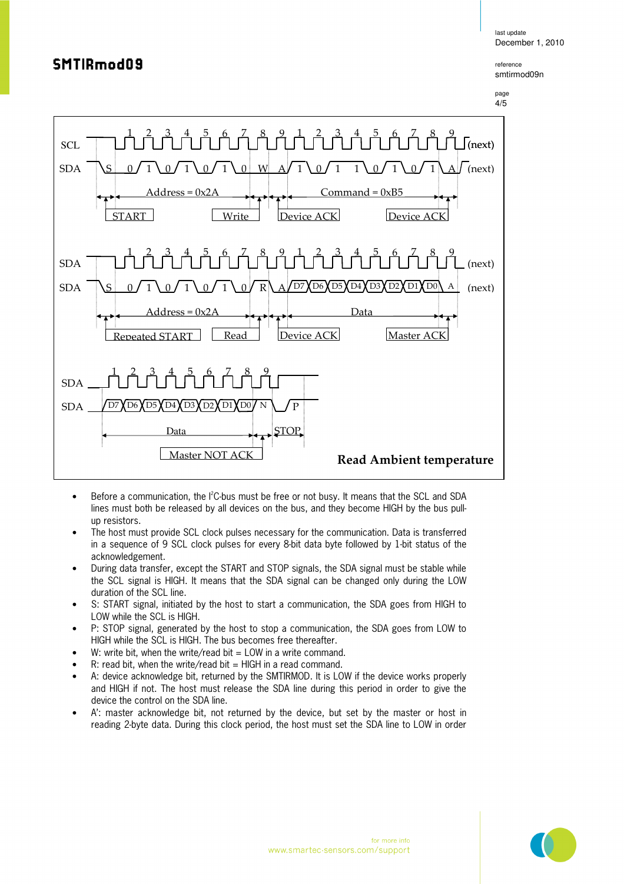Read Ambient temperature

- Before a communication, the I²C-bus must be free or not busy. It means that the SCL and SDA lines must both be released by all devices on the bus, and they become HIGH by the bus pull-up resistors.
- The host must provide SCL clock pulses necessary for the communication. Data is transferred in a sequence of 9 SCL clock pulses for every 8-bit data byte followed by 1-bit status of the acknowledgement.
- During data transfer, except the START and STOP signals, the SDA signal must be stable while the SCL signal is HIGH. It means that the SDA signal can be changed only during the LOW duration of the SCL line.
- S: START signal, initiated by the host to start a communication, the SDA goes from HIGH to LOW while the SCL is HIGH.
- P: STOP signal, generated by the host to stop a communication, the SDA goes from LOW to HIGH while the SCL is HIGH. The bus becomes free thereafter.
- W: write bit, when the write/read bit = LOW in a write command.
- R: read bit, when the write/read bit = HIGH in a read command.
- A: device acknowledge bit, returned by the SMTIRMOD. It is LOW if the device works properly and HIGH if not. The host must release the SDA line during this period in order to give the device the control on the SDA line.
- A': master acknowledge bit, not returned by the device, but set by the master or host in reading 2-byte data. During this clock period, the host must set the SDA line to LOW in order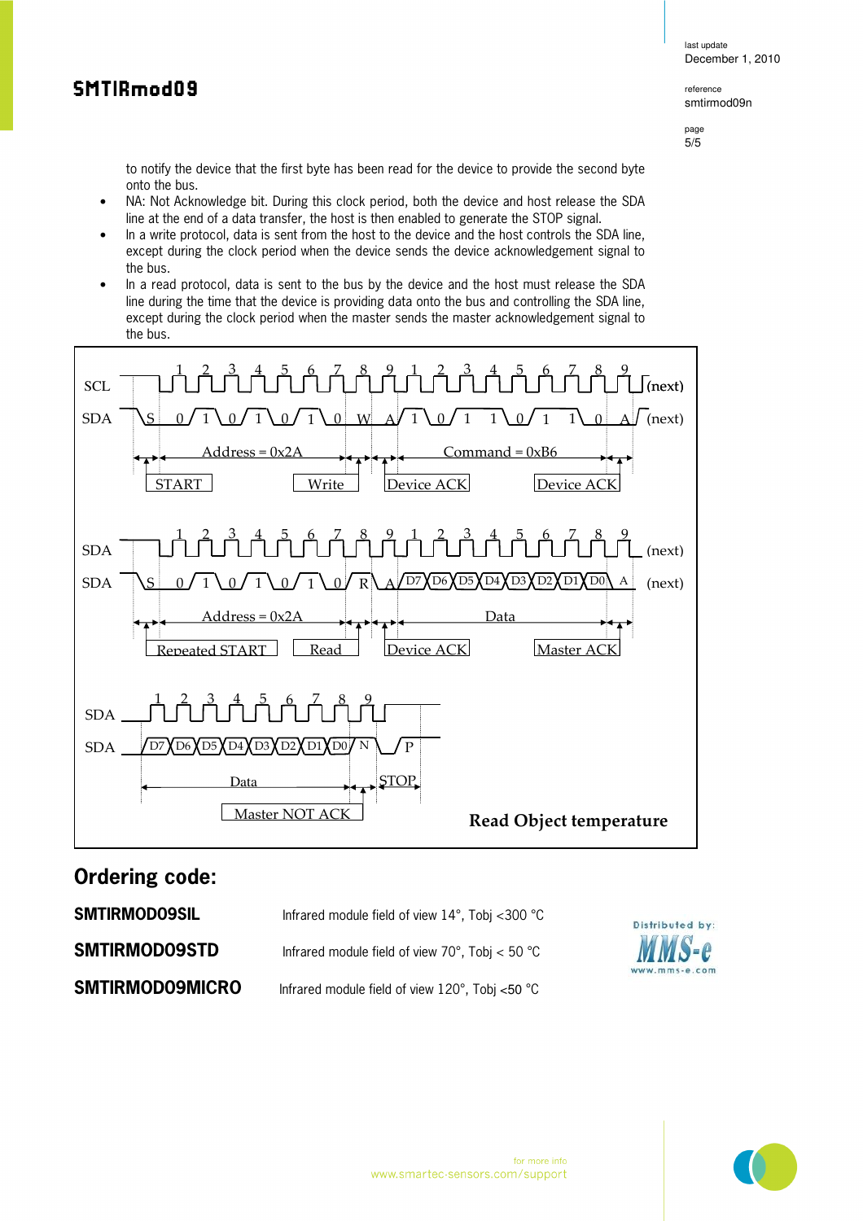to notify the device that the first byte has been read for the device to provide the second byte onto the bus.

- NA: Not Acknowledge bit. During this clock period, both the device and host release the SDA line at the end of a data transfer, the host is then enabled to generate the STOP signal.
- In a write protocol, data is sent from the host to the device and the host controls the SDA line, except during the clock period when the device sends the device acknowledgement signal to the bus.
- In a read protocol, data is sent to the bus by the device and the host must release the SDA line during the time that the device is providing data onto the bus and controlling the SDA line, except during the clock period when the master sends the master acknowledgement signal to the bus.

SCL 1 2 3 4 5 6 7 8 9 1 2 3 4 5 6 7 8 9 (next)
SDA S 0 1 0 1 0 1 0 W A 1 0 1 1 0 1 1 0 A (next)
Address = 0x2A
Command = 0xB6
START
Write
Device ACK
Device ACK

SDA 1 2 3 4 5 6 7 8 9 1 2 3 4 5 6 7 8 9 (next)
SDA S 0 1 0 1 0 1 0 R A D7 D6 D5 D4 D3 D2 D1 D0 A (next)
Address = 0x2A
Data
Repeated START
Read
Device ACK
Master ACK

SDA 1 2 3 4 5 6 7 8 9
SDA D7 D6 D5 D4 D3 D2 D1 D0 N P
Data
STOP
Master NOT ACK

Read Object temperature

## Ordering code:

| | |
|---|---|
| **SMTIRMOD09SIL** | Infrared module field of view 14°, Tobj <300 °C |
| **SMTIRMOD09STD** | Infrared module field of view 70°, Tobj < 50 °C |
| **SMTIRMOD09MICRO** | Infrared module field of view 120°, Tobj <50 °C |

Distributed by: MMS-e www.mms-e.com